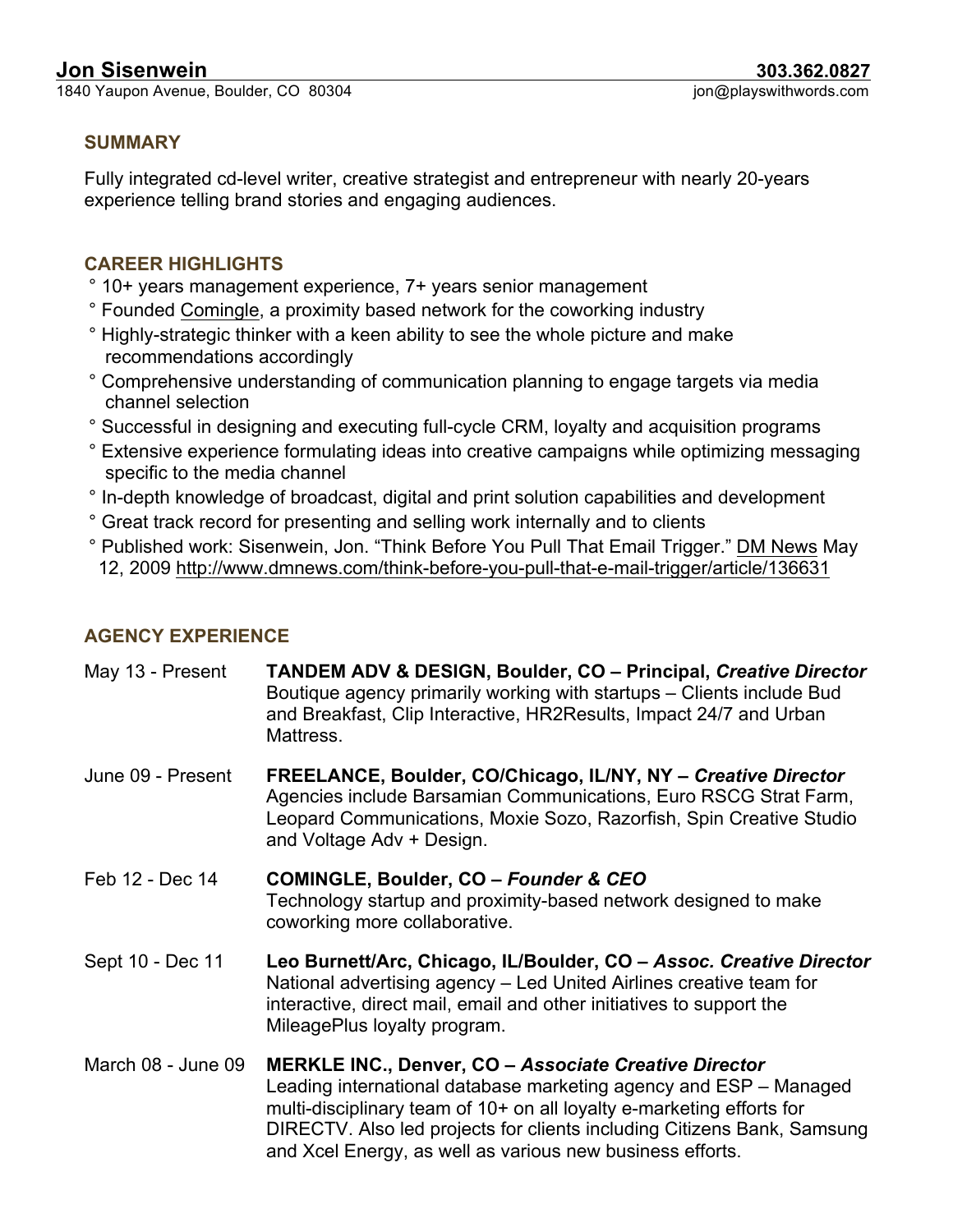# Jon Sisenwein

**303.362.0827**

1840 Yaupon Avenue, Boulder, CO 80304

jon@playswithwords.com

## SUMMARY

Fully integrated cd-level writer, creative strategist and entrepreneur with nearly 20-years experience telling brand stories and engaging audiences.

## CAREER HIGHLIGHTS

- 10+ years management experience, 7+ years senior management
- Founded Comingle, a proximity based network for the coworking industry
- Highly-strategic thinker with a keen ability to see the whole picture and make recommendations accordingly
- Comprehensive understanding of communication planning to engage targets via media channel selection
- Successful in designing and executing full-cycle CRM, loyalty and acquisition programs
- Extensive experience formulating ideas into creative campaigns while optimizing messaging specific to the media channel
- In-depth knowledge of broadcast, digital and print solution capabilities and development
- Great track record for presenting and selling work internally and to clients
- Published work: Sisenwein, Jon. "Think Before You Pull That Email Trigger." DM News May 12, 2009 http://www.dmnews.com/think-before-you-pull-that-e-mail-trigger/article/136631

## AGENCY EXPERIENCE

**May 13 - Present** — **TANDEM ADV & DESIGN, Boulder, CO – Principal, *Creative Director***
Boutique agency primarily working with startups – Clients include Bud and Breakfast, Clip Interactive, HR2Results, Impact 24/7 and Urban Mattress.

**June 09 - Present** — **FREELANCE, Boulder, CO/Chicago, IL/NY, NY – *Creative Director***
Agencies include Barsamian Communications, Euro RSCG Strat Farm, Leopard Communications, Moxie Sozo, Razorfish, Spin Creative Studio and Voltage Adv + Design.

**Feb 12 - Dec 14** — **COMINGLE, Boulder, CO – *Founder & CEO***
Technology startup and proximity-based network designed to make coworking more collaborative.

**Sept 10 - Dec 11** — **Leo Burnett/Arc, Chicago, IL/Boulder, CO – *Assoc. Creative Director***
National advertising agency – Led United Airlines creative team for interactive, direct mail, email and other initiatives to support the MileagePlus loyalty program.

**March 08 - June 09** — **MERKLE INC., Denver, CO – *Associate Creative Director***
Leading international database marketing agency and ESP – Managed multi-disciplinary team of 10+ on all loyalty e-marketing efforts for DIRECTV. Also led projects for clients including Citizens Bank, Samsung and Xcel Energy, as well as various new business efforts.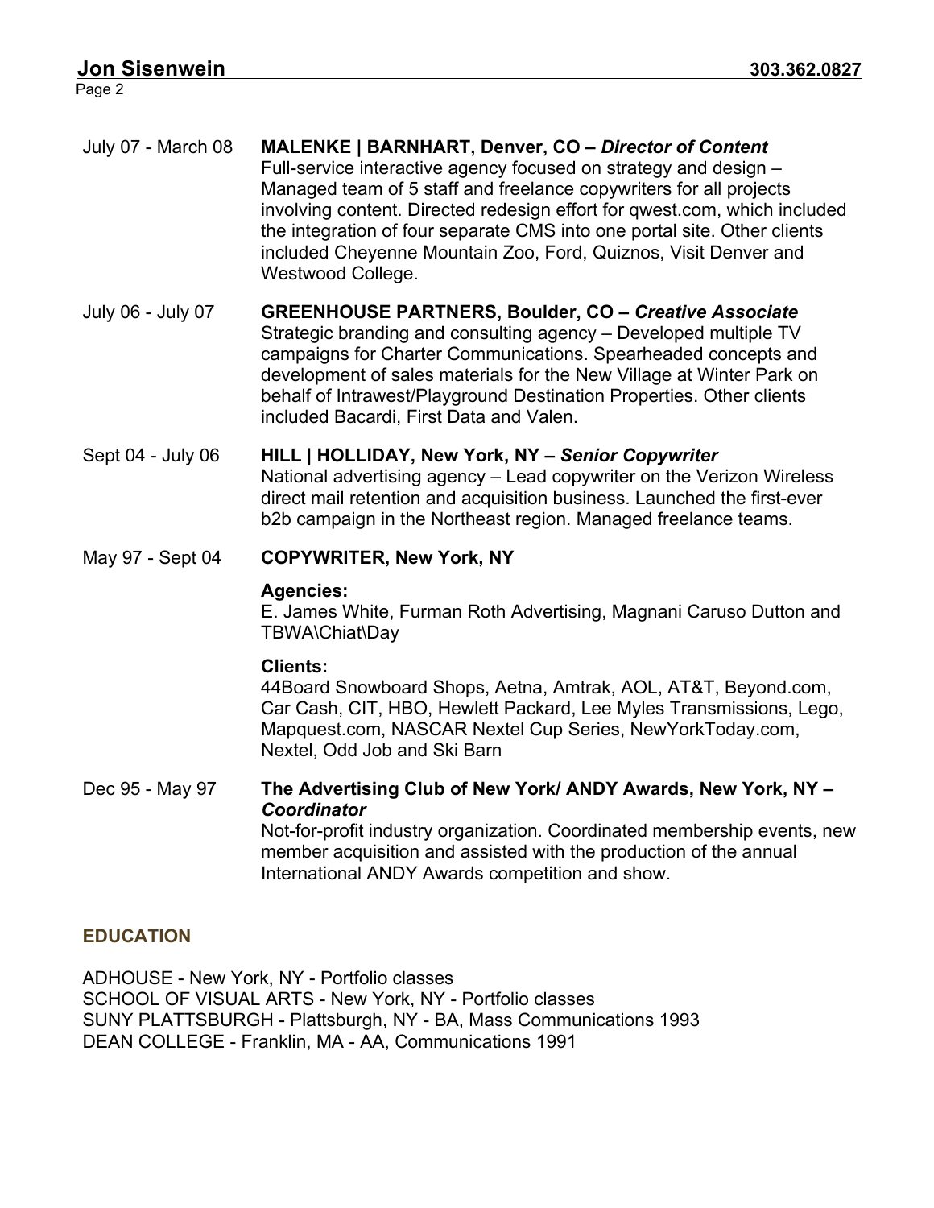July 07 - March 08 **MALENKE | BARNHART, Denver, CO – *Director of Content***
Full-service interactive agency focused on strategy and design – Managed team of 5 staff and freelance copywriters for all projects involving content. Directed redesign effort for qwest.com, which included the integration of four separate CMS into one portal site. Other clients included Cheyenne Mountain Zoo, Ford, Quiznos, Visit Denver and Westwood College.

July 06 - July 07 **GREENHOUSE PARTNERS, Boulder, CO – *Creative Associate***
Strategic branding and consulting agency – Developed multiple TV campaigns for Charter Communications. Spearheaded concepts and development of sales materials for the New Village at Winter Park on behalf of Intrawest/Playground Destination Properties. Other clients included Bacardi, First Data and Valen.

Sept 04 - July 06 **HILL | HOLLIDAY, New York, NY – *Senior Copywriter***
National advertising agency – Lead copywriter on the Verizon Wireless direct mail retention and acquisition business. Launched the first-ever b2b campaign in the Northeast region. Managed freelance teams.

May 97 - Sept 04 **COPYWRITER, New York, NY**

**Agencies:**
E. James White, Furman Roth Advertising, Magnani Caruso Dutton and TBWA\Chiat\Day

**Clients:**
44Board Snowboard Shops, Aetna, Amtrak, AOL, AT&T, Beyond.com, Car Cash, CIT, HBO, Hewlett Packard, Lee Myles Transmissions, Lego, Mapquest.com, NASCAR Nextel Cup Series, NewYorkToday.com, Nextel, Odd Job and Ski Barn

Dec 95 - May 97 **The Advertising Club of New York/ ANDY Awards, New York, NY – *Coordinator***
Not-for-profit industry organization. Coordinated membership events, new member acquisition and assisted with the production of the annual International ANDY Awards competition and show.

## EDUCATION

ADHOUSE - New York, NY - Portfolio classes
SCHOOL OF VISUAL ARTS - New York, NY - Portfolio classes
SUNY PLATTSBURGH - Plattsburgh, NY - BA, Mass Communications 1993
DEAN COLLEGE - Franklin, MA - AA, Communications 1991